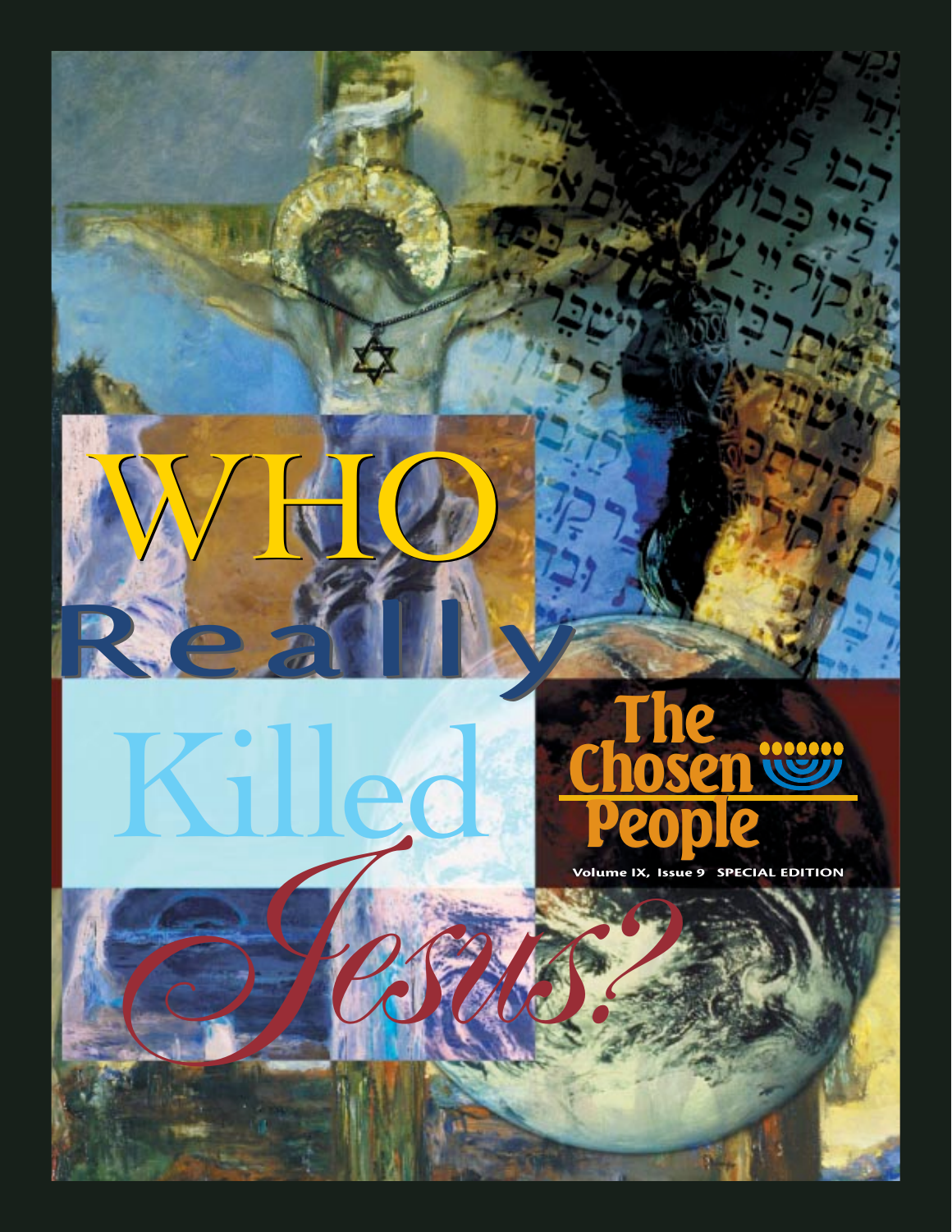# WHO Really Killed Jesus?

The Chosen People

Volume IX, Issue 9 SPECIAL EDITION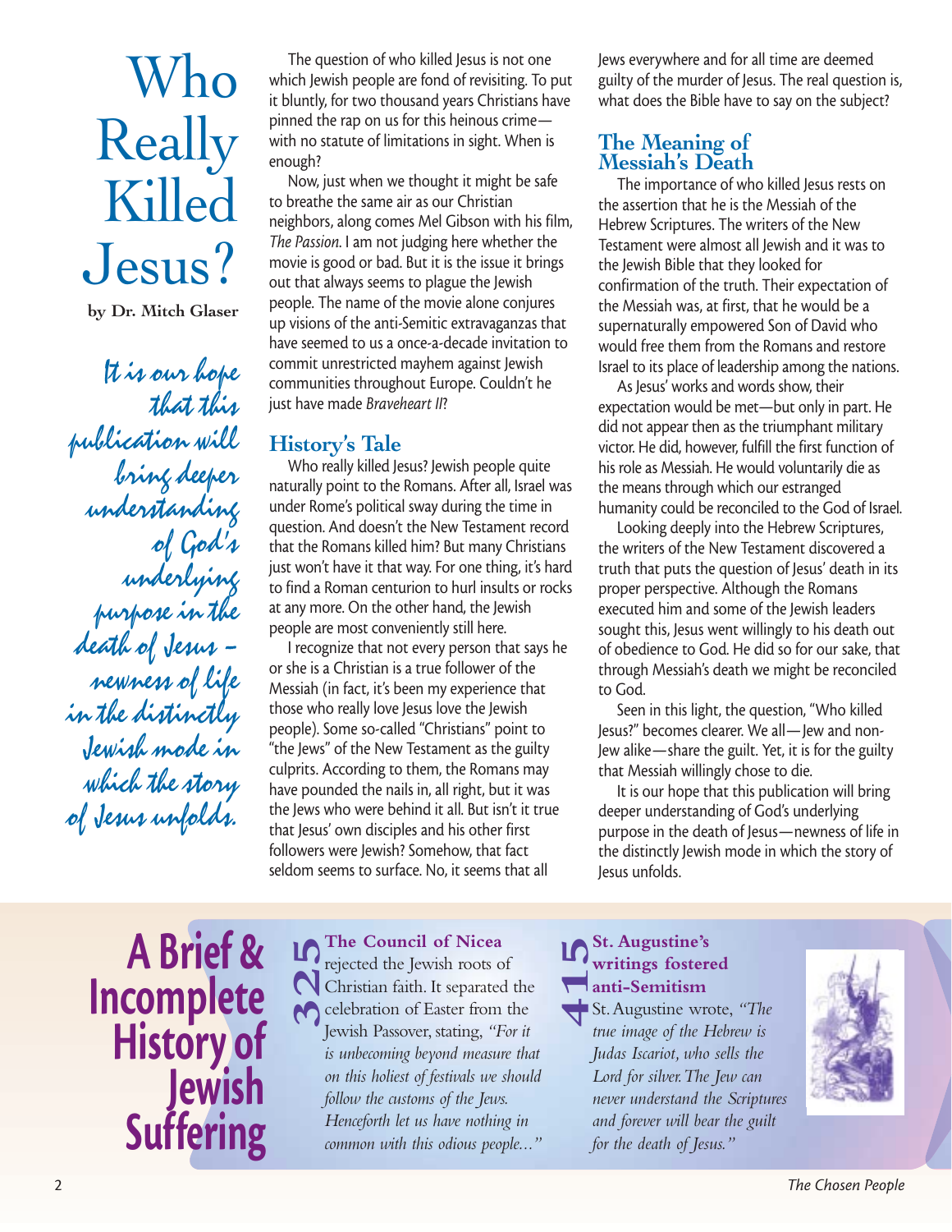# Who Really Killed Jesus?

**by Dr. Mitch Glaser**

*It is our hope that this publication will bring deeper understanding of God's underlying purpose in the death of Jesus – newness of life in the distinctly Jewish mode in which the story of Jesus unfolds.*

The question of who killed Jesus is not one which Jewish people are fond of revisiting. To put it bluntly, for two thousand years Christians have pinned the rap on us for this heinous crime—with no statute of limitations in sight. When is enough?

Now, just when we thought it might be safe to breathe the same air as our Christian neighbors, along comes Mel Gibson with his film, *The Passion*. I am not judging here whether the movie is good or bad. But it is the issue it brings out that always seems to plague the Jewish people. The name of the movie alone conjures up visions of the anti-Semitic extravaganzas that have seemed to us a once-a-decade invitation to commit unrestricted mayhem against Jewish communities throughout Europe. Couldn't he just have made *Braveheart II*?

## History's Tale

Who really killed Jesus? Jewish people quite naturally point to the Romans. After all, Israel was under Rome's political sway during the time in question. And doesn't the New Testament record that the Romans killed him? But many Christians just won't have it that way. For one thing, it's hard to find a Roman centurion to hurl insults or rocks at any more. On the other hand, the Jewish people are most conveniently still here.

I recognize that not every person that says he or she is a Christian is a true follower of the Messiah (in fact, it's been my experience that those who really love Jesus love the Jewish people). Some so-called "Christians" point to "the Jews" of the New Testament as the guilty culprits. According to them, the Romans may have pounded the nails in, all right, but it was the Jews who were behind it all. But isn't it true that Jesus' own disciples and his other first followers were Jewish? Somehow, that fact seldom seems to surface. No, it seems that all Jews everywhere and for all time are deemed guilty of the murder of Jesus. The real question is, what does the Bible have to say on the subject?

## The Meaning of Messiah's Death

The importance of who killed Jesus rests on the assertion that he is the Messiah of the Hebrew Scriptures. The writers of the New Testament were almost all Jewish and it was to the Jewish Bible that they looked for confirmation of the truth. Their expectation of the Messiah was, at first, that he would be a supernaturally empowered Son of David who would free them from the Romans and restore Israel to its place of leadership among the nations.

As Jesus' works and words show, their expectation would be met—but only in part. He did not appear then as the triumphant military victor. He did, however, fulfill the first function of his role as Messiah. He would voluntarily die as the means through which our estranged humanity could be reconciled to the God of Israel.

Looking deeply into the Hebrew Scriptures, the writers of the New Testament discovered a truth that puts the question of Jesus' death in its proper perspective. Although the Romans executed him and some of the Jewish leaders sought this, Jesus went willingly to his death out of obedience to God. He did so for our sake, that through Messiah's death we might be reconciled to God.

Seen in this light, the question, "Who killed Jesus?" becomes clearer. We all—Jew and non-Jew alike—share the guilt. Yet, it is for the guilty that Messiah willingly chose to die.

It is our hope that this publication will bring deeper understanding of God's underlying purpose in the death of Jesus—newness of life in the distinctly Jewish mode in which the story of Jesus unfolds.

## A Brief & Incomplete History of Jewish Suffering

**325 — The Council of Nicea** rejected the Jewish roots of Christian faith. It separated the celebration of Easter from the Jewish Passover, stating, *"For it is unbecoming beyond measure that on this holiest of festivals we should follow the customs of the Jews. Henceforth let us have nothing in common with this odious people..."*

**415 — St. Augustine's writings fostered anti-Semitism**
St. Augustine wrote, *"The true image of the Hebrew is Judas Iscariot, who sells the Lord for silver. The Jew can never understand the Scriptures and forever will bear the guilt for the death of Jesus."*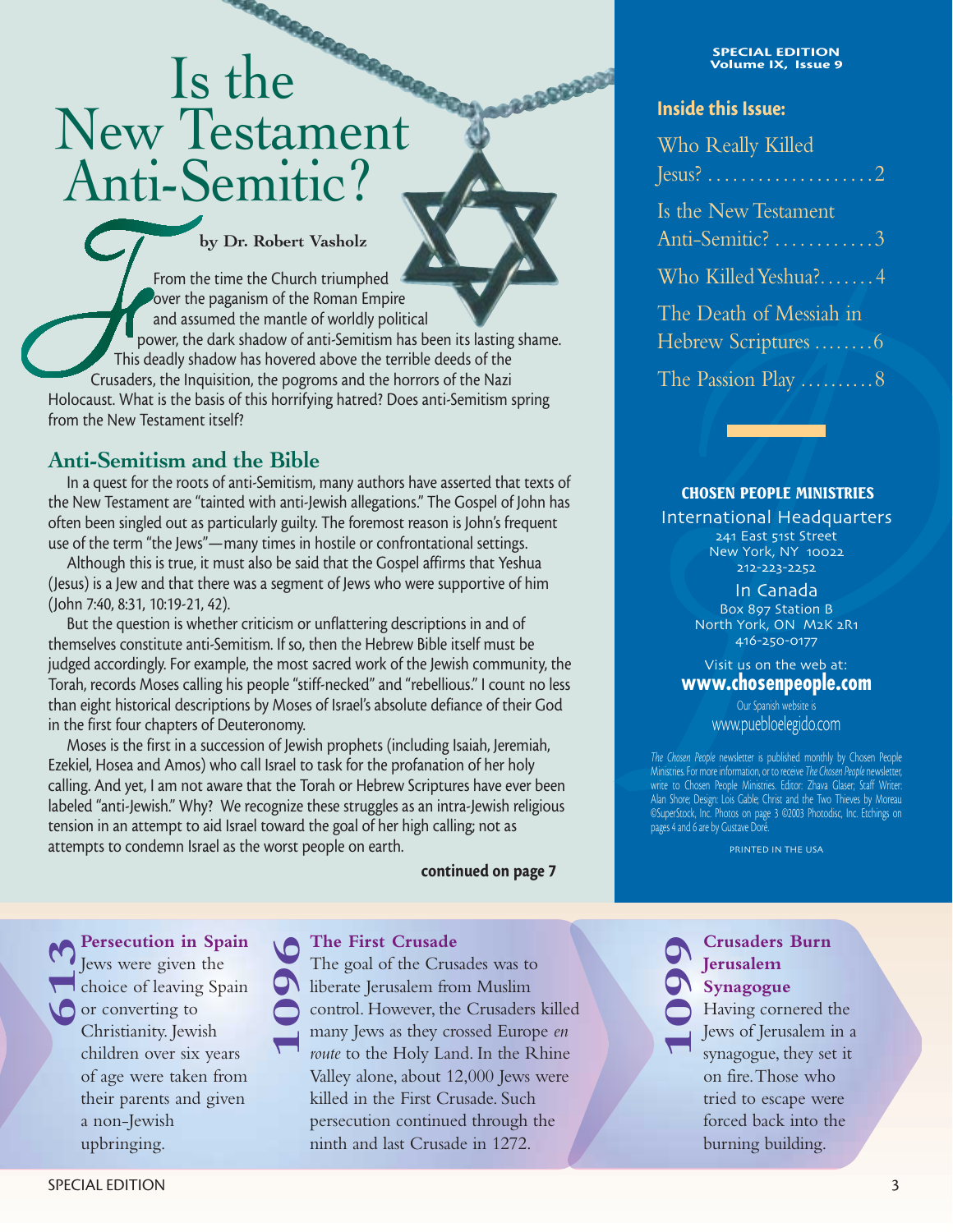# Is the New Testament Anti-Semitic?

**by Dr. Robert Vasholz**

From the time the Church triumphed over the paganism of the Roman Empire and assumed the mantle of worldly political power, the dark shadow of anti-Semitism has been its lasting shame. This deadly shadow has hovered above the terrible deeds of the Crusaders, the Inquisition, the pogroms and the horrors of the Nazi Holocaust. What is the basis of this horrifying hatred? Does anti-Semitism spring from the New Testament itself?

## Anti-Semitism and the Bible

In a quest for the roots of anti-Semitism, many authors have asserted that texts of the New Testament are "tainted with anti-Jewish allegations." The Gospel of John has often been singled out as particularly guilty. The foremost reason is John's frequent use of the term "the Jews"—many times in hostile or confrontational settings.

Although this is true, it must also be said that the Gospel affirms that Yeshua (Jesus) is a Jew and that there was a segment of Jews who were supportive of him (John 7:40, 8:31, 10:19-21, 42).

But the question is whether criticism or unflattering descriptions in and of themselves constitute anti-Semitism. If so, then the Hebrew Bible itself must be judged accordingly. For example, the most sacred work of the Jewish community, the Torah, records Moses calling his people "stiff-necked" and "rebellious." I count no less than eight historical descriptions by Moses of Israel's absolute defiance of their God in the first four chapters of Deuteronomy.

Moses is the first in a succession of Jewish prophets (including Isaiah, Jeremiah, Ezekiel, Hosea and Amos) who call Israel to task for the profanation of her holy calling. And yet, I am not aware that the Torah or Hebrew Scriptures have ever been labeled "anti-Jewish." Why? We recognize these struggles as an intra-Jewish religious tension in an attempt to aid Israel toward the goal of her high calling; not as attempts to condemn Israel as the worst people on earth.

**continued on page 7**

SPECIAL EDITION
Volume IX, Issue 9

**Inside this Issue:**

- Who Really Killed Jesus? ....................2
- Is the New Testament Anti-Semitic? ............3
- Who Killed Yeshua? .......4
- The Death of Messiah in Hebrew Scriptures ........6
- The Passion Play ..........8

**CHOSEN PEOPLE MINISTRIES**

International Headquarters
241 East 51st Street
New York, NY 10022
212-223-2252

In Canada
Box 897 Station B
North York, ON M2K 2R1
416-250-0177

Visit us on the web at:
**www.chosenpeople.com**

Our Spanish website is
www.puebloelegido.com

*The Chosen People* newsletter is published monthly by Chosen People Ministries. For more information, or to receive *The Chosen People* newsletter, write to Chosen People Ministries. Editor: Zhava Glaser; Staff Writer: Alan Shore; Design: Lois Gable; Christ and the Two Thieves by Moreau ©SuperStock, Inc. Photos on page 3 ©2003 Photodisc, Inc. Etchings on pages 4 and 6 are by Gustave Doré.

PRINTED IN THE USA

**613 — Persecution in Spain**
Jews were given the choice of leaving Spain or converting to Christianity. Jewish children over six years of age were taken from their parents and given a non-Jewish upbringing.

**1096 — The First Crusade**
The goal of the Crusades was to liberate Jerusalem from Muslim control. However, the Crusaders killed many Jews as they crossed Europe *en route* to the Holy Land. In the Rhine Valley alone, about 12,000 Jews were killed in the First Crusade. Such persecution continued through the ninth and last Crusade in 1272.

**1099 — Crusaders Burn Jerusalem Synagogue**
Having cornered the Jews of Jerusalem in a synagogue, they set it on fire. Those who tried to escape were forced back into the burning building.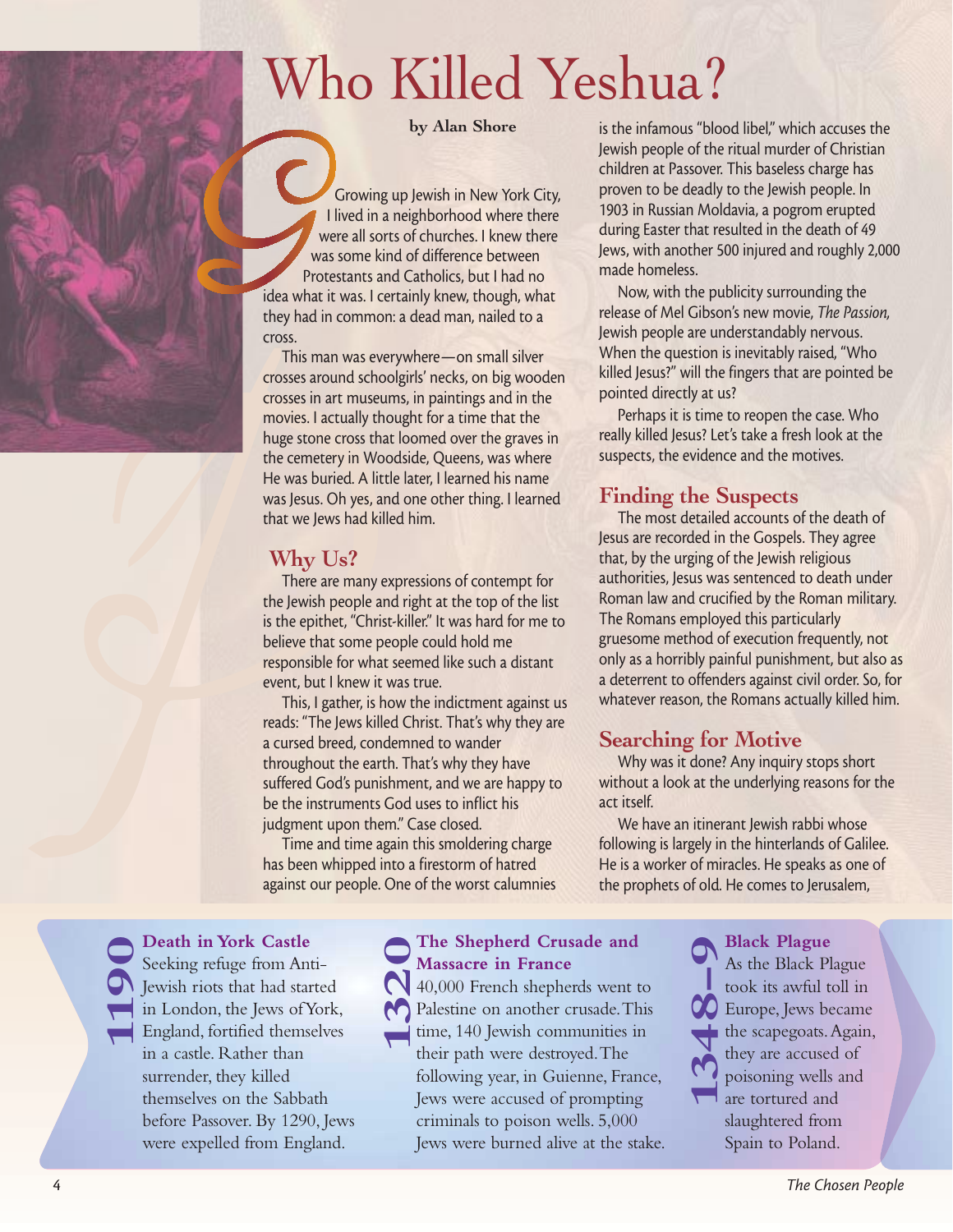# Who Killed Yeshua?

**by Alan Shore**

Growing up Jewish in New York City, I lived in a neighborhood where there were all sorts of churches. I knew there was some kind of difference between Protestants and Catholics, but I had no idea what it was. I certainly knew, though, what they had in common: a dead man, nailed to a cross.

This man was everywhere—on small silver crosses around schoolgirls' necks, on big wooden crosses in art museums, in paintings and in the movies. I actually thought for a time that the huge stone cross that loomed over the graves in the cemetery in Woodside, Queens, was where He was buried. A little later, I learned his name was Jesus. Oh yes, and one other thing. I learned that we Jews had killed him.

## Why Us?

There are many expressions of contempt for the Jewish people and right at the top of the list is the epithet, "Christ-killer." It was hard for me to believe that some people could hold me responsible for what seemed like such a distant event, but I knew it was true.

This, I gather, is how the indictment against us reads: "The Jews killed Christ. That's why they are a cursed breed, condemned to wander throughout the earth. That's why they have suffered God's punishment, and we are happy to be the instruments God uses to inflict his judgment upon them." Case closed.

Time and time again this smoldering charge has been whipped into a firestorm of hatred against our people. One of the worst calumnies is the infamous "blood libel," which accuses the Jewish people of the ritual murder of Christian children at Passover. This baseless charge has proven to be deadly to the Jewish people. In 1903 in Russian Moldavia, a pogrom erupted during Easter that resulted in the death of 49 Jews, with another 500 injured and roughly 2,000 made homeless.

Now, with the publicity surrounding the release of Mel Gibson's new movie, *The Passion,* Jewish people are understandably nervous. When the question is inevitably raised, "Who killed Jesus?" will the fingers that are pointed be pointed directly at us?

Perhaps it is time to reopen the case. Who really killed Jesus? Let's take a fresh look at the suspects, the evidence and the motives.

## Finding the Suspects

The most detailed accounts of the death of Jesus are recorded in the Gospels. They agree that, by the urging of the Jewish religious authorities, Jesus was sentenced to death under Roman law and crucified by the Roman military. The Romans employed this particularly gruesome method of execution frequently, not only as a horribly painful punishment, but also as a deterrent to offenders against civil order. So, for whatever reason, the Romans actually killed him.

## Searching for Motive

Why was it done? Any inquiry stops short without a look at the underlying reasons for the act itself.

We have an itinerant Jewish rabbi whose following is largely in the hinterlands of Galilee. He is a worker of miracles. He speaks as one of the prophets of old. He comes to Jerusalem,

---

**1190 — Death in York Castle**
Seeking refuge from Anti-Jewish riots that had started in London, the Jews of York, England, fortified themselves in a castle. Rather than surrender, they killed themselves on the Sabbath before Passover. By 1290, Jews were expelled from England.

**1320 — The Shepherd Crusade and Massacre in France**
40,000 French shepherds went to Palestine on another crusade. This time, 140 Jewish communities in their path were destroyed. The following year, in Guienne, France, Jews were accused of prompting criminals to poison wells. 5,000 Jews were burned alive at the stake.

**1348–9 — Black Plague**
As the Black Plague took its awful toll in Europe, Jews became the scapegoats. Again, they are accused of poisoning wells and are tortured and slaughtered from Spain to Poland.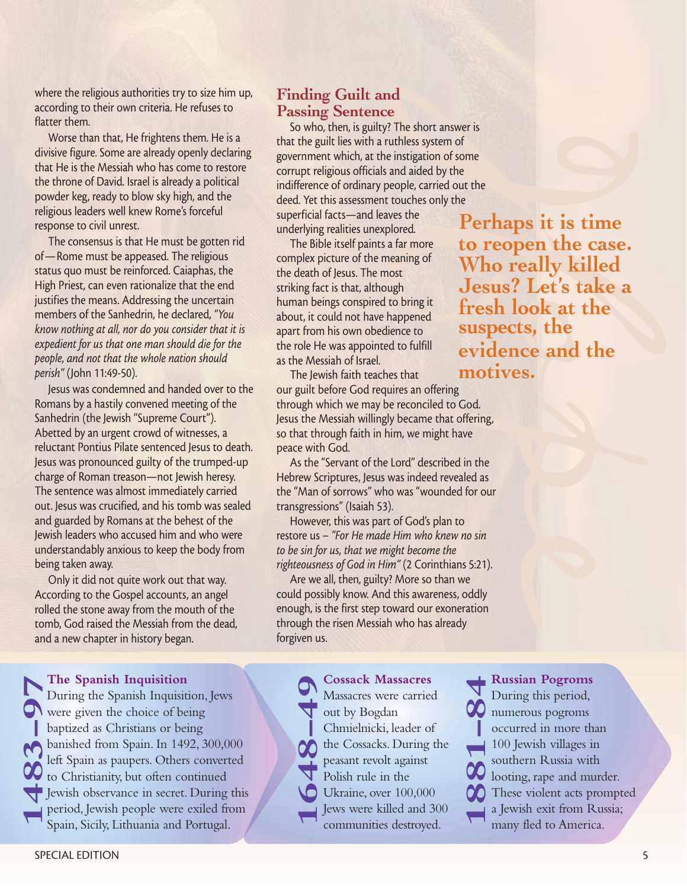where the religious authorities try to size him up, according to their own criteria. He refuses to flatter them.

Worse than that, He frightens them. He is a divisive figure. Some are already openly declaring that He is the Messiah who has come to restore the throne of David. Israel is already a political powder keg, ready to blow sky high, and the religious leaders well knew Rome's forceful response to civil unrest.

The consensus is that He must be gotten rid of—Rome must be appeased. The religious status quo must be reinforced. Caiaphas, the High Priest, can even rationalize that the end justifies the means. Addressing the uncertain members of the Sanhedrin, he declared, *"You know nothing at all, nor do you consider that it is expedient for us that one man should die for the people, and not that the whole nation should perish"* (John 11:49-50).

Jesus was condemned and handed over to the Romans by a hastily convened meeting of the Sanhedrin (the Jewish "Supreme Court"). Abetted by an urgent crowd of witnesses, a reluctant Pontius Pilate sentenced Jesus to death. Jesus was pronounced guilty of the trumped-up charge of Roman treason—not Jewish heresy. The sentence was almost immediately carried out. Jesus was crucified, and his tomb was sealed and guarded by Romans at the behest of the Jewish leaders who accused him and who were understandably anxious to keep the body from being taken away.

Only it did not quite work out that way. According to the Gospel accounts, an angel rolled the stone away from the mouth of the tomb, God raised the Messiah from the dead, and a new chapter in history began.

## Finding Guilt and Passing Sentence

So who, then, is guilty? The short answer is that the guilt lies with a ruthless system of government which, at the instigation of some corrupt religious officials and aided by the indifference of ordinary people, carried out the deed. Yet this assessment touches only the superficial facts—and leaves the underlying realities unexplored.

**Perhaps it is time to reopen the case. Who really killed Jesus? Let's take a fresh look at the suspects, the evidence and the motives.**

The Bible itself paints a far more complex picture of the meaning of the death of Jesus. The most striking fact is that, although human beings conspired to bring it about, it could not have happened apart from his own obedience to the role He was appointed to fulfill as the Messiah of Israel.

The Jewish faith teaches that our guilt before God requires an offering through which we may be reconciled to God. Jesus the Messiah willingly became that offering, so that through faith in him, we might have peace with God.

As the "Servant of the Lord" described in the Hebrew Scriptures, Jesus was indeed revealed as the "Man of sorrows" who was "wounded for our transgressions" (Isaiah 53).

However, this was part of God's plan to restore us – *"For He made Him who knew no sin to be sin for us, that we might become the righteousness of God in Him"* (2 Corinthians 5:21).

Are we all, then, guilty? More so than we could possibly know. And this awareness, oddly enough, is the first step toward our exoneration through the risen Messiah who has already forgiven us.

**1483–97**

### The Spanish Inquisition

During the Spanish Inquisition, Jews were given the choice of being baptized as Christians or being banished from Spain. In 1492, 300,000 left Spain as paupers. Others converted to Christianity, but often continued Jewish observance in secret. During this period, Jewish people were exiled from Spain, Sicily, Lithuania and Portugal.

**1648–49**

### Cossack Massacres

Massacres were carried out by Bogdan Chmielnicki, leader of the Cossacks. During the peasant revolt against Polish rule in the Ukraine, over 100,000 Jews were killed and 300 communities destroyed.

**1881–84**

### Russian Pogroms

During this period, numerous pogroms occurred in more than 100 Jewish villages in southern Russia with looting, rape and murder. These violent acts prompted a Jewish exit from Russia; many fled to America.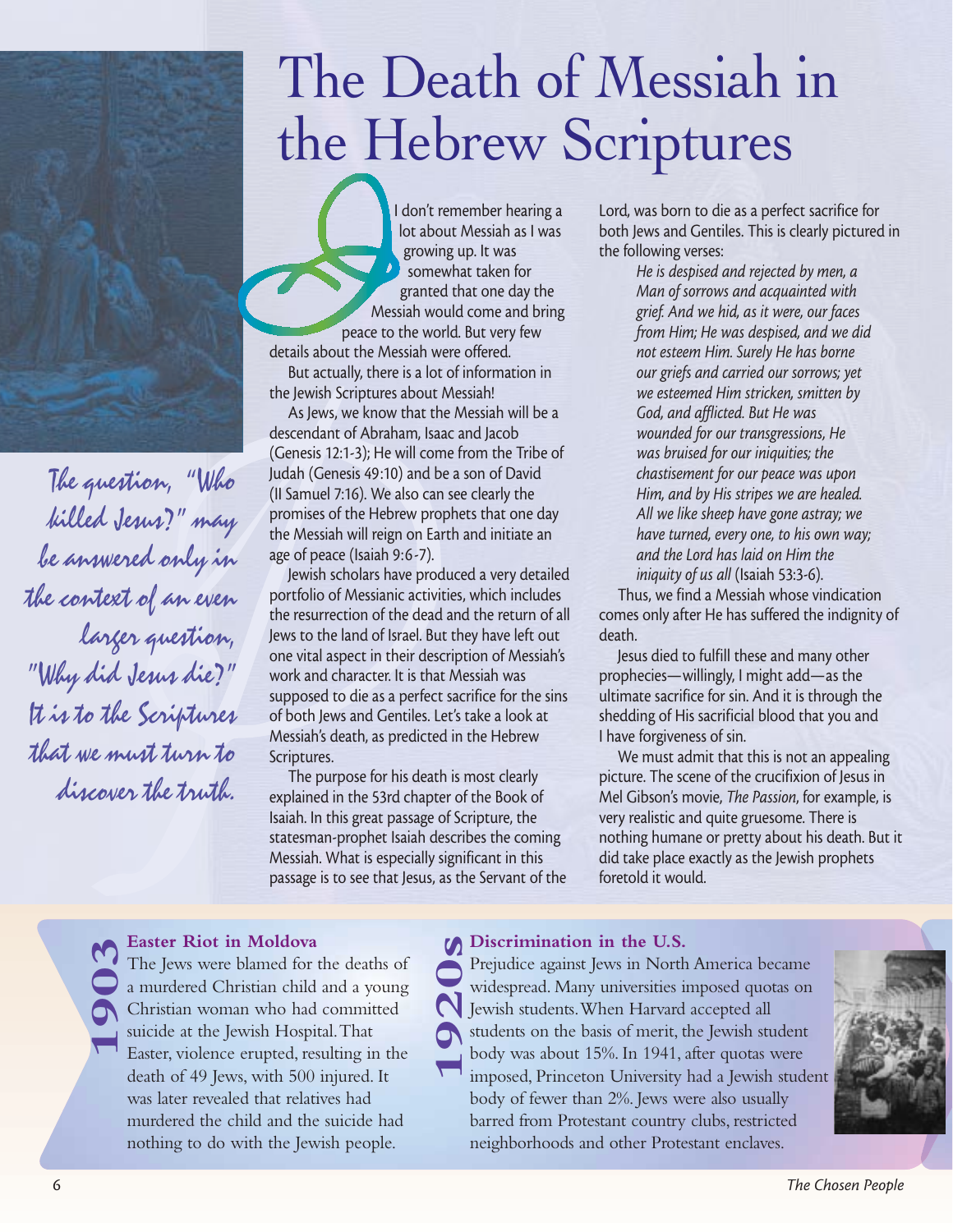# The Death of Messiah in the Hebrew Scriptures

*The question, "Who killed Jesus?" may be answered only in the context of an even larger question, "Why did Jesus die?" It is to the Scriptures that we must turn to discover the truth.*

I don't remember hearing a lot about Messiah as I was growing up. It was somewhat taken for granted that one day the Messiah would come and bring peace to the world. But very few details about the Messiah were offered.

But actually, there is a lot of information in the Jewish Scriptures about Messiah!

As Jews, we know that the Messiah will be a descendant of Abraham, Isaac and Jacob (Genesis 12:1-3); He will come from the Tribe of Judah (Genesis 49:10) and be a son of David (II Samuel 7:16). We also can see clearly the promises of the Hebrew prophets that one day the Messiah will reign on Earth and initiate an age of peace (Isaiah 9:6-7).

Jewish scholars have produced a very detailed portfolio of Messianic activities, which includes the resurrection of the dead and the return of all Jews to the land of Israel. But they have left out one vital aspect in their description of Messiah's work and character. It is that Messiah was supposed to die as a perfect sacrifice for the sins of both Jews and Gentiles. Let's take a look at Messiah's death, as predicted in the Hebrew Scriptures.

The purpose for his death is most clearly explained in the 53rd chapter of the Book of Isaiah. In this great passage of Scripture, the statesman-prophet Isaiah describes the coming Messiah. What is especially significant in this passage is to see that Jesus, as the Servant of the Lord, was born to die as a perfect sacrifice for both Jews and Gentiles. This is clearly pictured in the following verses:

> *He is despised and rejected by men, a Man of sorrows and acquainted with grief. And we hid, as it were, our faces from Him; He was despised, and we did not esteem Him. Surely He has borne our griefs and carried our sorrows; yet we esteemed Him stricken, smitten by God, and afflicted. But He was wounded for our transgressions, He was bruised for our iniquities; the chastisement for our peace was upon Him, and by His stripes we are healed. All we like sheep have gone astray; we have turned, every one, to his own way; and the Lord has laid on Him the iniquity of us all* (Isaiah 53:3-6).

Thus, we find a Messiah whose vindication comes only after He has suffered the indignity of death.

Jesus died to fulfill these and many other prophecies—willingly, I might add—as the ultimate sacrifice for sin. And it is through the shedding of His sacrificial blood that you and I have forgiveness of sin.

We must admit that this is not an appealing picture. The scene of the crucifixion of Jesus in Mel Gibson's movie, *The Passion*, for example, is very realistic and quite gruesome. There is nothing humane or pretty about his death. But it did take place exactly as the Jewish prophets foretold it would.

---

**1903**

**Easter Riot in Moldova**

The Jews were blamed for the deaths of a murdered Christian child and a young Christian woman who had committed suicide at the Jewish Hospital. That Easter, violence erupted, resulting in the death of 49 Jews, with 500 injured. It was later revealed that relatives had murdered the child and the suicide had nothing to do with the Jewish people.

**1920s**

**Discrimination in the U.S.**

Prejudice against Jews in North America became widespread. Many universities imposed quotas on Jewish students. When Harvard accepted all students on the basis of merit, the Jewish student body was about 15%. In 1941, after quotas were imposed, Princeton University had a Jewish student body of fewer than 2%. Jews were also usually barred from Protestant country clubs, restricted neighborhoods and other Protestant enclaves.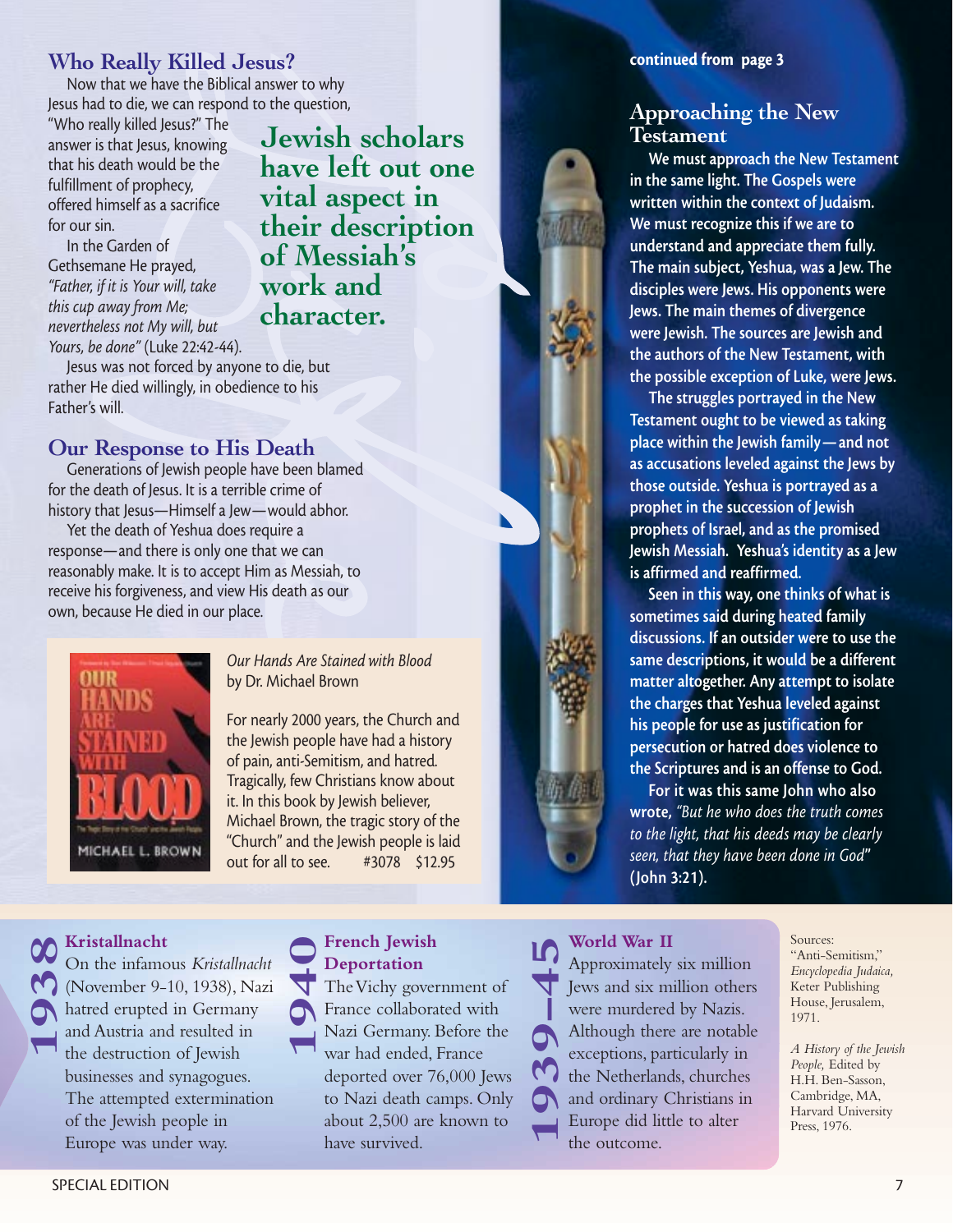## Who Really Killed Jesus?

Now that we have the Biblical answer to why Jesus had to die, we can respond to the question, "Who really killed Jesus?" The answer is that Jesus, knowing that his death would be the fulfillment of prophecy, offered himself as a sacrifice for our sin.

**Jewish scholars have left out one vital aspect in their description of Messiah's work and character.**

In the Garden of Gethsemane He prayed, *"Father, if it is Your will, take this cup away from Me; nevertheless not My will, but Yours, be done"* (Luke 22:42-44).

Jesus was not forced by anyone to die, but rather He died willingly, in obedience to his Father's will.

## Our Response to His Death

Generations of Jewish people have been blamed for the death of Jesus. It is a terrible crime of history that Jesus—Himself a Jew—would abhor.

Yet the death of Yeshua does require a response—and there is only one that we can reasonably make. It is to accept Him as Messiah, to receive his forgiveness, and view His death as our own, because He died in our place.

*Our Hands Are Stained with Blood*
by Dr. Michael Brown

For nearly 2000 years, the Church and the Jewish people have had a history of pain, anti-Semitism, and hatred. Tragically, few Christians know about it. In this book by Jewish believer, Michael Brown, the tragic story of the "Church" and the Jewish people is laid out for all to see. #3078 $12.95

**continued from page 3**

## Approaching the New Testament

We must approach the New Testament in the same light. The Gospels were written within the context of Judaism. We must recognize this if we are to understand and appreciate them fully. The main subject, Yeshua, was a Jew. The disciples were Jews. His opponents were Jews. The main themes of divergence were Jewish. The sources are Jewish and the authors of the New Testament, with the possible exception of Luke, were Jews.

The struggles portrayed in the New Testament ought to be viewed as taking place within the Jewish family—and not as accusations leveled against the Jews by those outside. Yeshua is portrayed as a prophet in the succession of Jewish prophets of Israel, and as the promised Jewish Messiah. Yeshua's identity as a Jew is affirmed and reaffirmed.

Seen in this way, one thinks of what is sometimes said during heated family discussions. If an outsider were to use the same descriptions, it would be a different matter altogether. Any attempt to isolate the charges that Yeshua leveled against his people for use as justification for persecution or hatred does violence to the Scriptures and is an offense to God.

For it was this same John who also wrote, *"But he who does the truth comes to the light, that his deeds may be clearly seen, that they have been done in God"* (John 3:21).

**1938**

### Kristallnacht

On the infamous *Kristallnacht* (November 9-10, 1938), Nazi hatred erupted in Germany and Austria and resulted in the destruction of Jewish businesses and synagogues. The attempted extermination of the Jewish people in Europe was under way.

**1940**

### French Jewish Deportation

The Vichy government of France collaborated with Nazi Germany. Before the war had ended, France deported over 76,000 Jews to Nazi death camps. Only about 2,500 are known to have survived.

**1939–45**

### World War II

Approximately six million Jews and six million others were murdered by Nazis. Although there are notable exceptions, particularly in the Netherlands, churches and ordinary Christians in Europe did little to alter the outcome.

Sources:
"Anti-Semitism," *Encyclopedia Judaica,* Keter Publishing House, Jerusalem, 1971.

*A History of the Jewish People,* Edited by H.H. Ben-Sasson, Cambridge, MA, Harvard University Press, 1976.

SPECIAL EDITION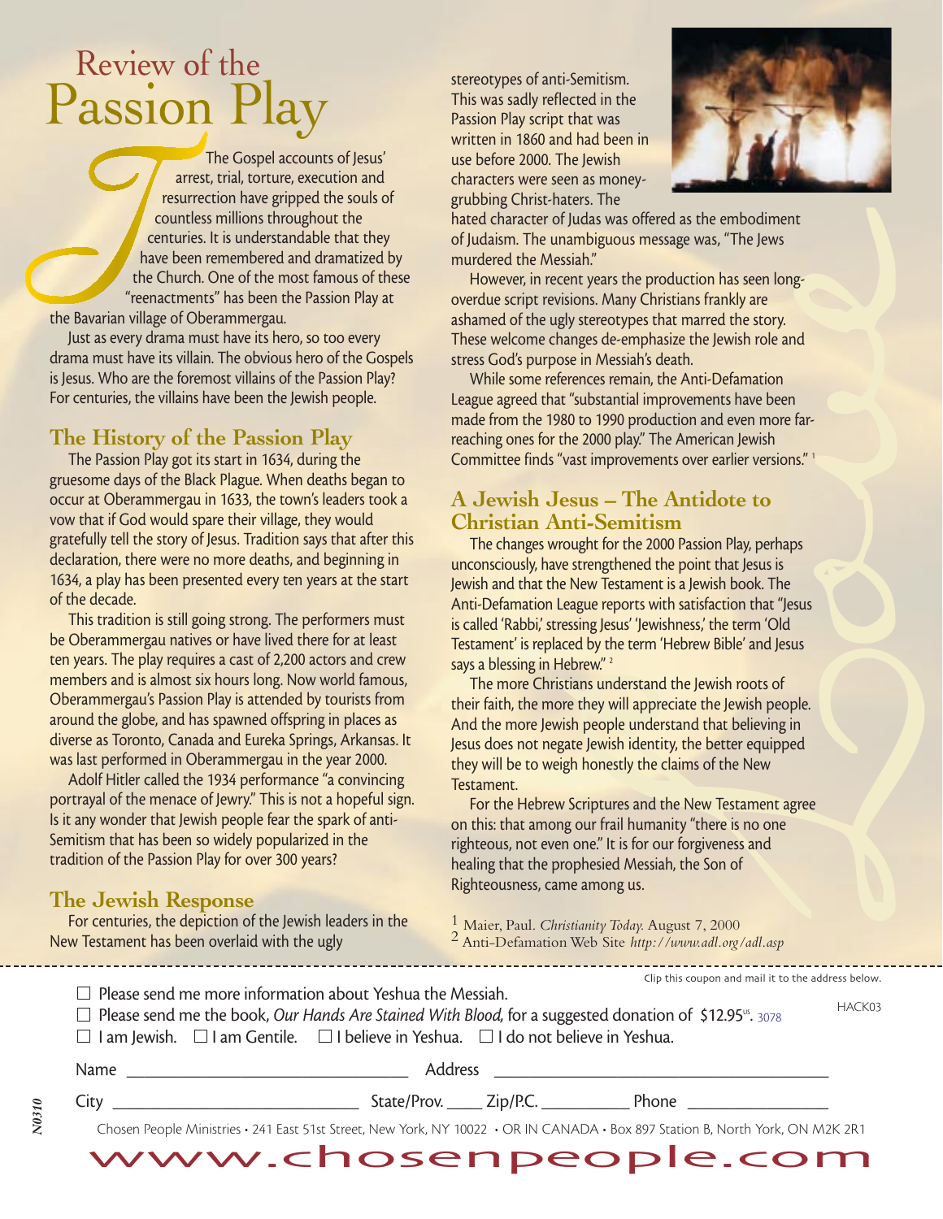# Review of the Passion Play

The Gospel accounts of Jesus' arrest, trial, torture, execution and resurrection have gripped the souls of countless millions throughout the centuries. It is understandable that they have been remembered and dramatized by the Church. One of the most famous of these "reenactments" has been the Passion Play at the Bavarian village of Oberammergau.

Just as every drama must have its hero, so too every drama must have its villain. The obvious hero of the Gospels is Jesus. Who are the foremost villains of the Passion Play? For centuries, the villains have been the Jewish people.

## The History of the Passion Play

The Passion Play got its start in 1634, during the gruesome days of the Black Plague. When deaths began to occur at Oberammergau in 1633, the town's leaders took a vow that if God would spare their village, they would gratefully tell the story of Jesus. Tradition says that after this declaration, there were no more deaths, and beginning in 1634, a play has been presented every ten years at the start of the decade.

This tradition is still going strong. The performers must be Oberammergau natives or have lived there for at least ten years. The play requires a cast of 2,200 actors and crew members and is almost six hours long. Now world famous, Oberammergau's Passion Play is attended by tourists from around the globe, and has spawned offspring in places as diverse as Toronto, Canada and Eureka Springs, Arkansas. It was last performed in Oberammergau in the year 2000.

Adolf Hitler called the 1934 performance "a convincing portrayal of the menace of Jewry." This is not a hopeful sign. Is it any wonder that Jewish people fear the spark of anti-Semitism that has been so widely popularized in the tradition of the Passion Play for over 300 years?

## The Jewish Response

For centuries, the depiction of the Jewish leaders in the New Testament has been overlaid with the ugly stereotypes of anti-Semitism. This was sadly reflected in the Passion Play script that was written in 1860 and had been in use before 2000. The Jewish characters were seen as money-grubbing Christ-haters. The hated character of Judas was offered as the embodiment of Judaism. The unambiguous message was, "The Jews murdered the Messiah."

However, in recent years the production has seen long-overdue script revisions. Many Christians frankly are ashamed of the ugly stereotypes that marred the story. These welcome changes de-emphasize the Jewish role and stress God's purpose in Messiah's death.

While some references remain, the Anti-Defamation League agreed that "substantial improvements have been made from the 1980 to 1990 production and even more far-reaching ones for the 2000 play." The American Jewish Committee finds "vast improvements over earlier versions." [1]

## A Jewish Jesus – The Antidote to Christian Anti-Semitism

The changes wrought for the 2000 Passion Play, perhaps unconsciously, have strengthened the point that Jesus is Jewish and that the New Testament is a Jewish book. The Anti-Defamation League reports with satisfaction that "Jesus is called 'Rabbi,' stressing Jesus' 'Jewishness,' the term 'Old Testament' is replaced by the term 'Hebrew Bible' and Jesus says a blessing in Hebrew." [2]

The more Christians understand the Jewish roots of their faith, the more they will appreciate the Jewish people. And the more Jewish people understand that believing in Jesus does not negate Jewish identity, the better equipped they will be to weigh honestly the claims of the New Testament.

For the Hebrew Scriptures and the New Testament agree on this: that among our frail humanity "there is no one righteous, not even one." It is for our forgiveness and healing that the prophesied Messiah, the Son of Righteousness, came among us.

[1] Maier, Paul. *Christianity Today.* August 7, 2000
[2] Anti-Defamation Web Site *http://www.adl.org/adl.asp*

---

Clip this coupon and mail it to the address below.

HACK03

☐ Please send me more information about Yeshua the Messiah.
☐ Please send me the book, *Our Hands Are Stained With Blood,* for a suggested donation of $12.95[US]. 3078
☐ I am Jewish. ☐ I am Gentile. ☐ I believe in Yeshua. ☐ I do not believe in Yeshua.

Name ______________________ Address ______________________

City ______________________ State/Prov. ____ Zip/P.C. __________ Phone ______________

N0310

Chosen People Ministries • 241 East 51st Street, New York, NY 10022 • OR IN CANADA • Box 897 Station B, North York, ON M2K 2R1

www.chosenpeople.com